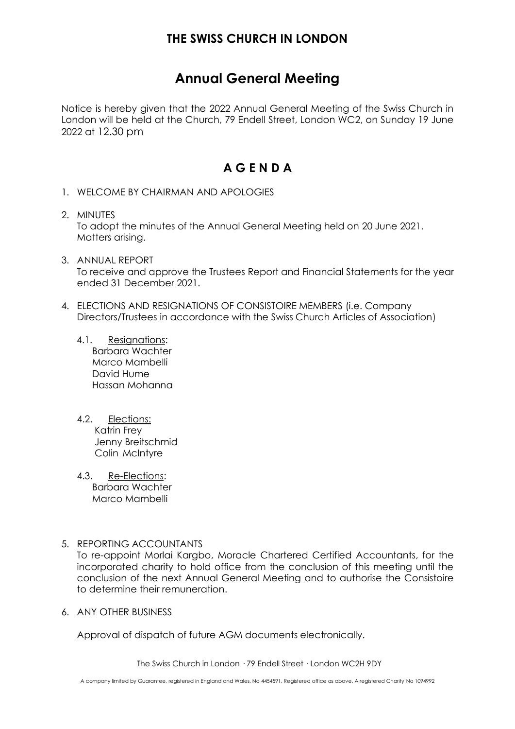# THE SWISS CHURCH IN LONDON

## Annual General Meeting

Notice is hereby given that the 2022 Annual General Meeting of the Swiss Church in London will be held at the Church, 79 Endell Street, London WC2, on Sunday 19 June 2022 at 12.30 pm

## A G E N D A

1. WELCOME BY CHAIRMAN AND APOLOGIES

2. MINUTES
   To adopt the minutes of the Annual General Meeting held on 20 June 2021.
   Matters arising.

3. ANNUAL REPORT
   To receive and approve the Trustees Report and Financial Statements for the year ended 31 December 2021.

4. ELECTIONS AND RESIGNATIONS OF CONSISTOIRE MEMBERS (i.e. Company Directors/Trustees in accordance with the Swiss Church Articles of Association)

   4.1. Resignations:
   Barbara Wachter
   Marco Mambelli
   David Hume
   Hassan Mohanna

   4.2. Elections:
   Katrin Frey
   Jenny Breitschmid
   Colin McIntyre

   4.3. Re-Elections:
   Barbara Wachter
   Marco Mambelli

5. REPORTING ACCOUNTANTS
   To re-appoint Morlai Kargbo, Moracle Chartered Certified Accountants, for the incorporated charity to hold office from the conclusion of this meeting until the conclusion of the next Annual General Meeting and to authorise the Consistoire to determine their remuneration.

6. ANY OTHER BUSINESS

   Approval of dispatch of future AGM documents electronically.

The Swiss Church in London · 79 Endell Street · London WC2H 9DY

A company limited by Guarantee, registered in England and Wales, No 4454591. Registered office as above. A registered Charity No 1094992